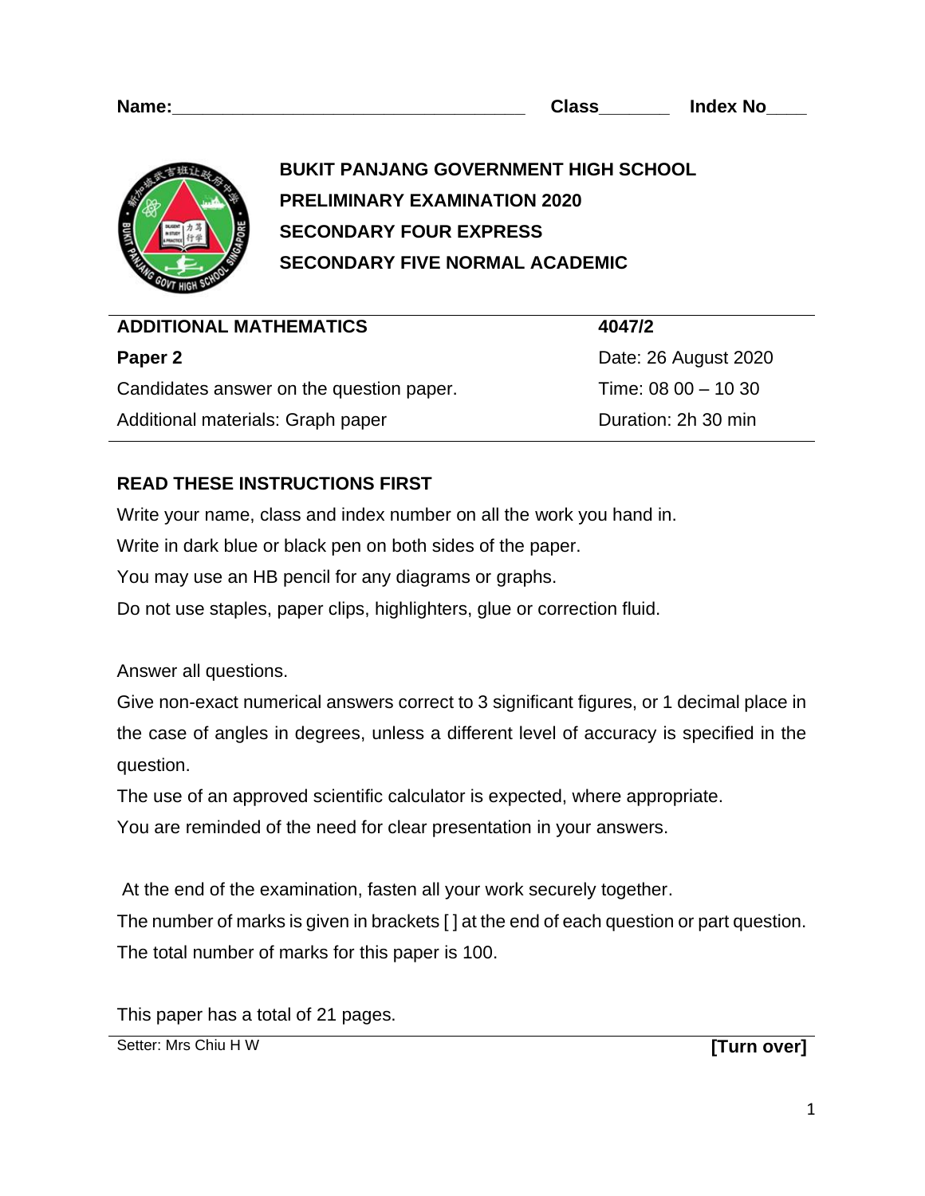Name:___________________________________ Class_______ Index No____

**BUKIT PANJANG GOVERNMENT HIGH SCHOOL**
**PRELIMINARY EXAMINATION 2020**
**SECONDARY FOUR EXPRESS**
**SECONDARY FIVE NORMAL ACADEMIC**

| **ADDITIONAL MATHEMATICS** | **4047/2** |
|---|---|
| **Paper 2** | Date: 26 August 2020 |
| Candidates answer on the question paper. | Time: 08 00 – 10 30 |
| Additional materials: Graph paper | Duration: 2h 30 min |

**READ THESE INSTRUCTIONS FIRST**

Write your name, class and index number on all the work you hand in.
Write in dark blue or black pen on both sides of the paper.
You may use an HB pencil for any diagrams or graphs.
Do not use staples, paper clips, highlighters, glue or correction fluid.

Answer all questions.
Give non-exact numerical answers correct to 3 significant figures, or 1 decimal place in the case of angles in degrees, unless a different level of accuracy is specified in the question.
The use of an approved scientific calculator is expected, where appropriate.
You are reminded of the need for clear presentation in your answers.

At the end of the examination, fasten all your work securely together.
The number of marks is given in brackets [ ] at the end of each question or part question.
The total number of marks for this paper is 100.

This paper has a total of 21 pages.

Setter: Mrs Chiu H W **[Turn over]**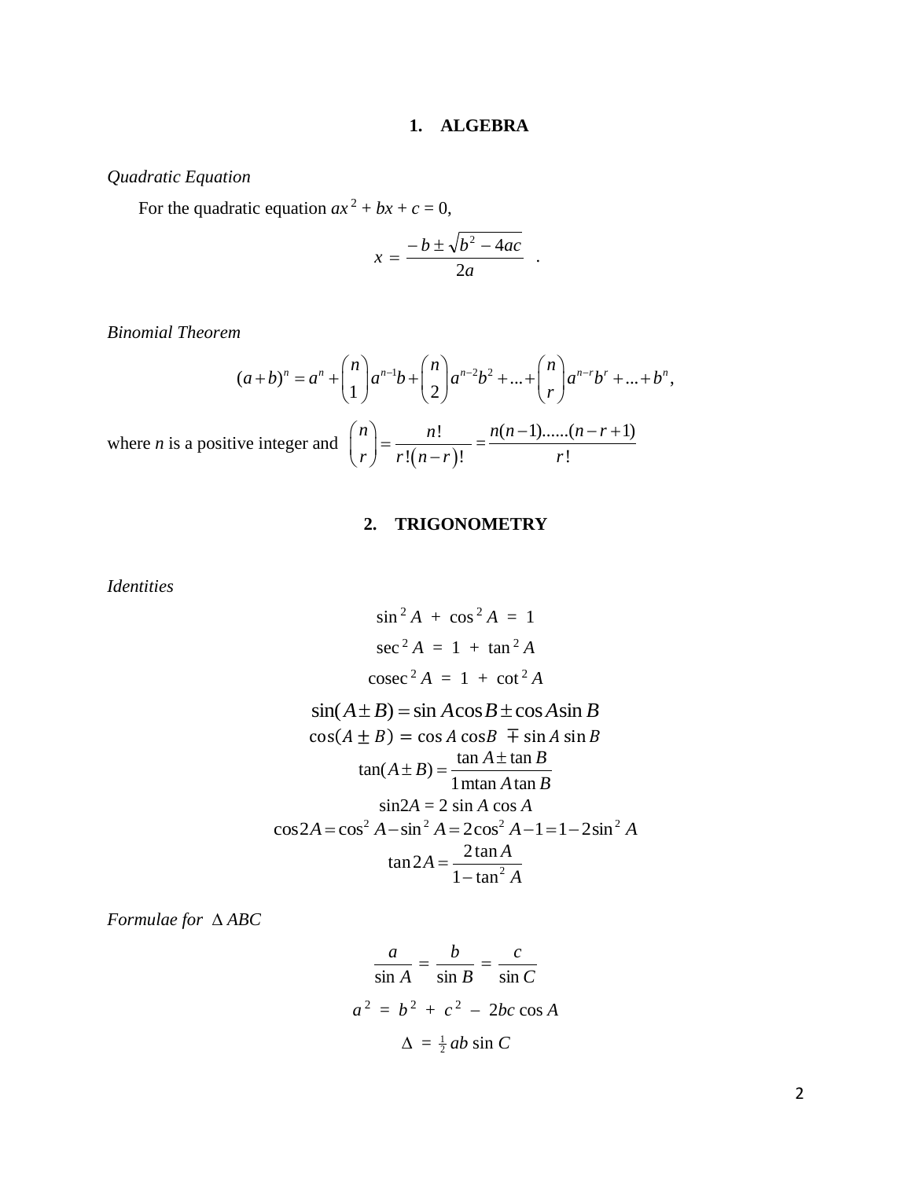## 1. ALGEBRA

*Quadratic Equation*

For the quadratic equation $ax^2 + bx + c = 0$,

$$x = \frac{-b \pm \sqrt{b^2 - 4ac}}{2a} \quad .$$

*Binomial Theorem*

$$(a+b)^n = a^n + \binom{n}{1} a^{n-1} b + \binom{n}{2} a^{n-2} b^2 + \ldots + \binom{n}{r} a^{n-r} b^r + \ldots + b^n,$$

where $n$ is a positive integer and $\binom{n}{r} = \frac{n!}{r!(n-r)!} = \frac{n(n-1)......(n-r+1)}{r!}$

## 2. TRIGONOMETRY

*Identities*

$$\sin^2 A + \cos^2 A = 1$$

$$\sec^2 A = 1 + \tan^2 A$$

$$\text{cosec}^2 A = 1 + \cot^2 A$$

$$\sin(A \pm B) = \sin A \cos B \pm \cos A \sin B$$

$$\cos(A \pm B) = \cos A \cos B \mp \sin A \sin B$$

$$\tan(A \pm B) = \frac{\tan A \pm \tan B}{1 \mp \tan A \tan B}$$

$$\sin 2A = 2 \sin A \cos A$$

$$\cos 2A = \cos^2 A - \sin^2 A = 2\cos^2 A - 1 = 1 - 2\sin^2 A$$

$$\tan 2A = \frac{2 \tan A}{1 - \tan^2 A}$$

*Formulae for* $\Delta ABC$

$$\frac{a}{\sin A} = \frac{b}{\sin B} = \frac{c}{\sin C}$$

$$a^2 = b^2 + c^2 - 2bc \cos A$$

$$\Delta = \tfrac{1}{2} ab \sin C$$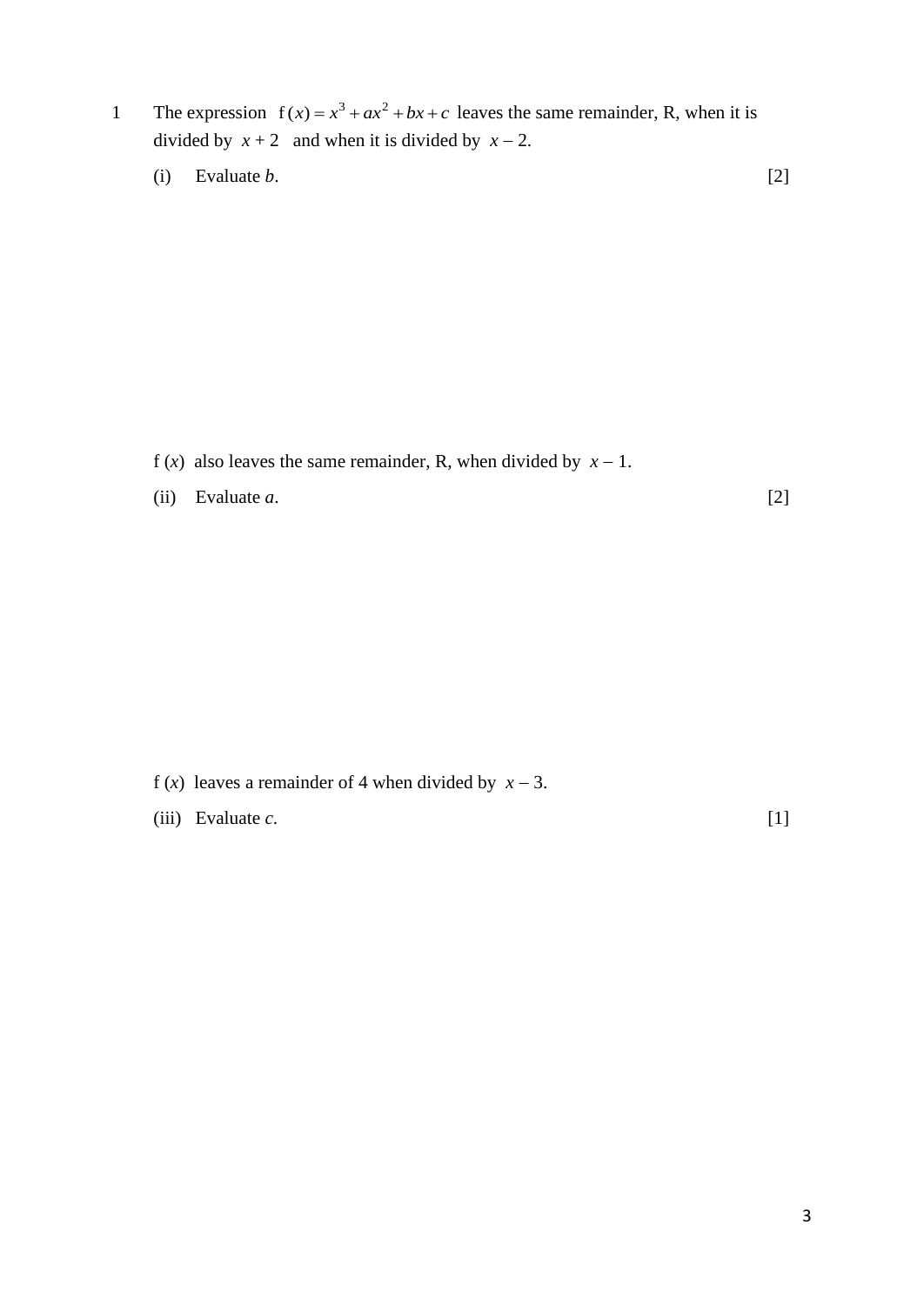1 The expression $\mathrm{f}(x) = x^3 + ax^2 + bx + c$ leaves the same remainder, R, when it is divided by $x + 2$ and when it is divided by $x - 2$.

(i) Evaluate $b$. [2]

$\mathrm{f}(x)$ also leaves the same remainder, R, when divided by $x - 1$.

(ii) Evaluate $a$. [2]

$\mathrm{f}(x)$ leaves a remainder of 4 when divided by $x - 3$.

(iii) Evaluate $c$. [1]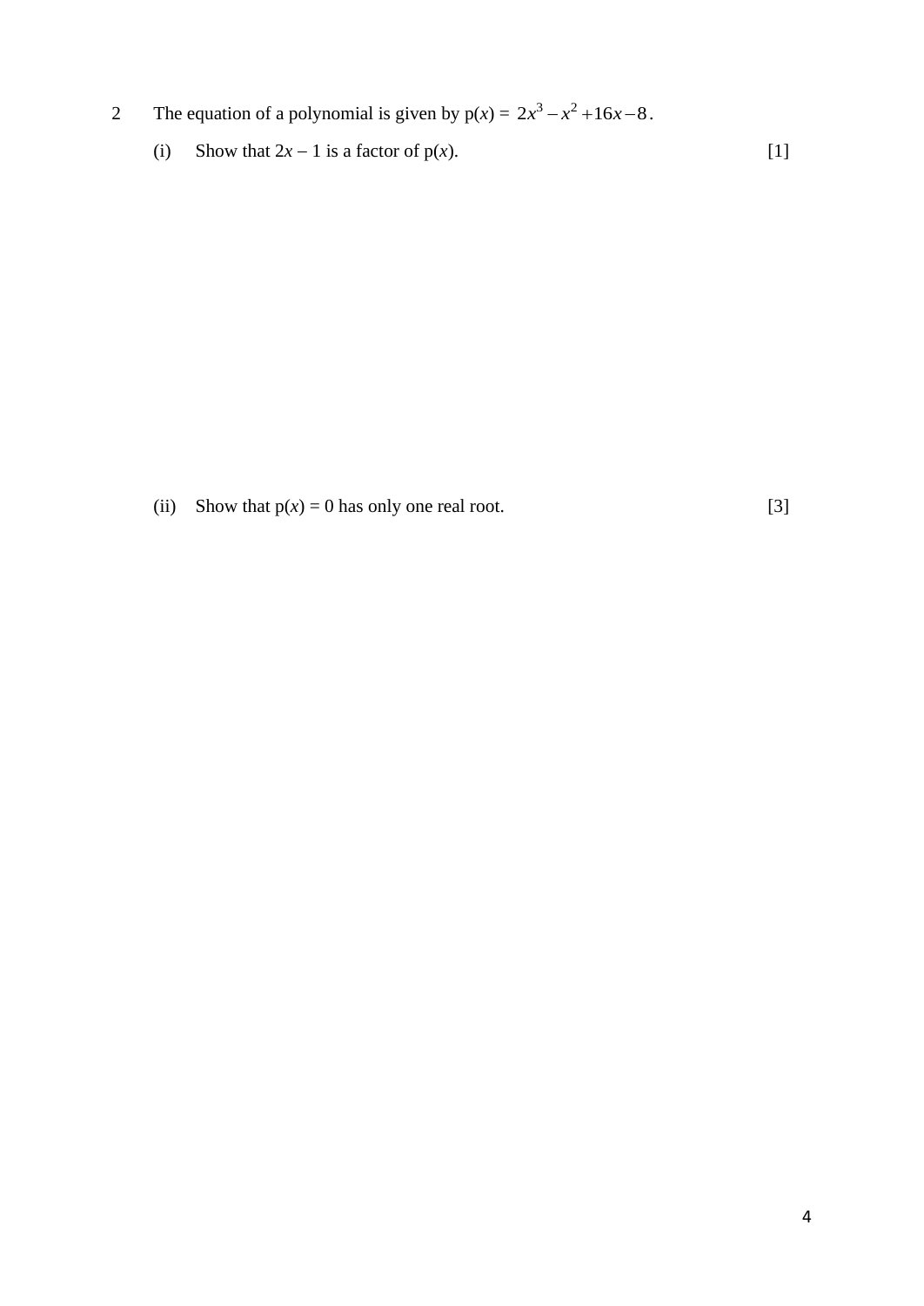2 The equation of a polynomial is given by $\text{p}(x) = 2x^3 - x^2 + 16x - 8$.

(i) Show that $2x - 1$ is a factor of $\text{p}(x)$. [1]

(ii) Show that $\text{p}(x) = 0$ has only one real root. [3]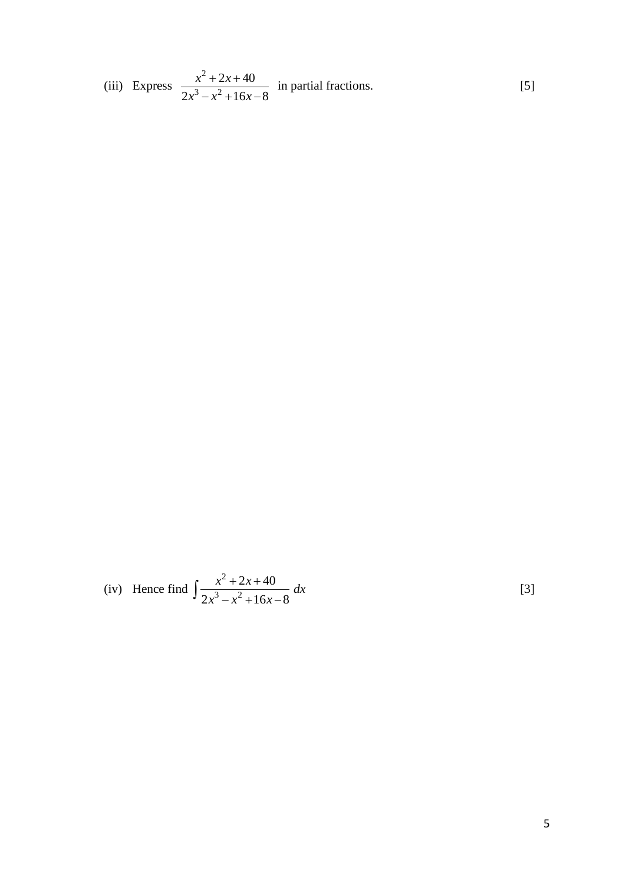(iii) Express $\dfrac{x^2 + 2x + 40}{2x^3 - x^2 + 16x - 8}$ in partial fractions. [5]

(iv) Hence find $\displaystyle\int \frac{x^2 + 2x + 40}{2x^3 - x^2 + 16x - 8}\, dx$ [3]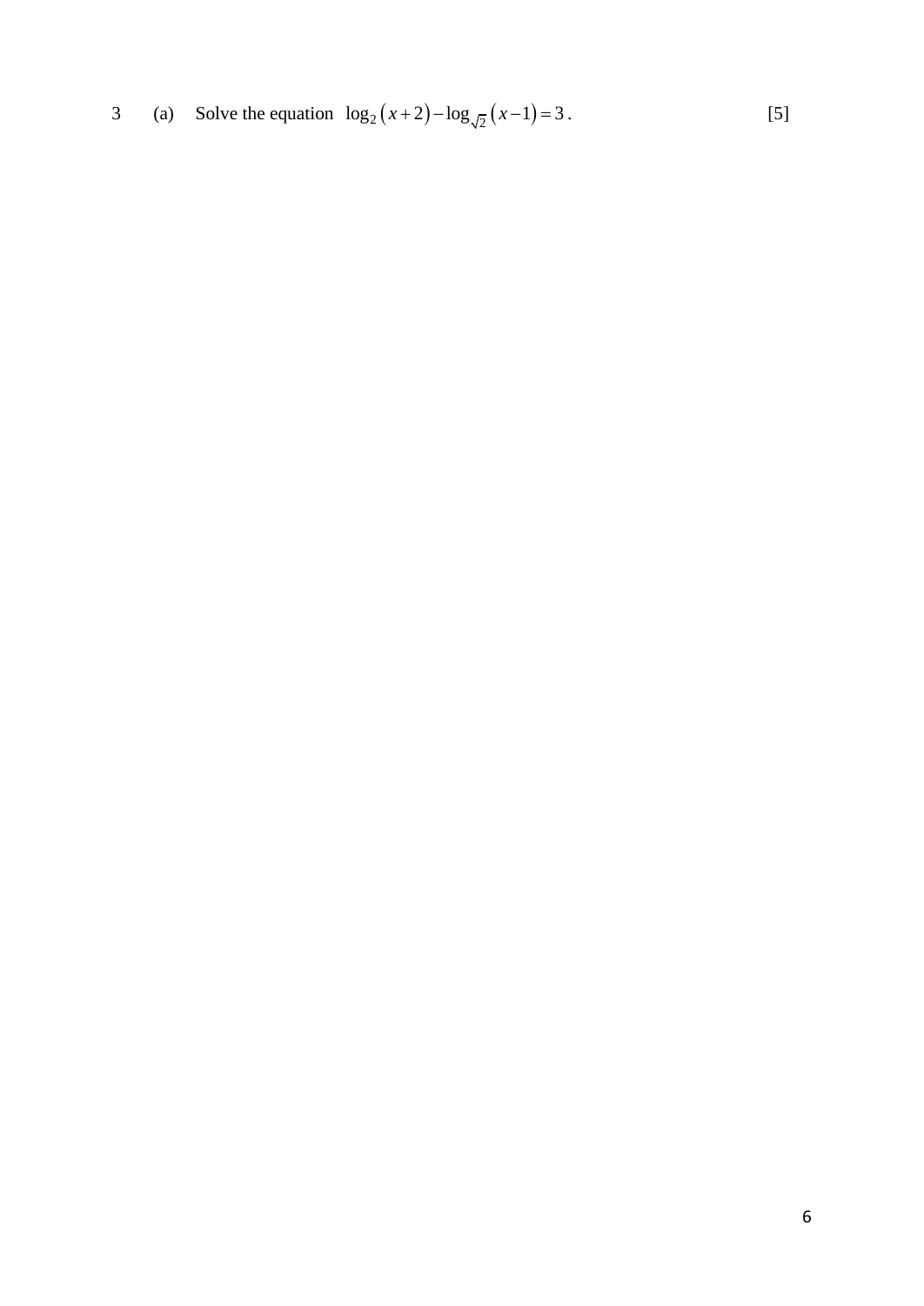3 (a) Solve the equation $\log_2(x+2)-\log_{\sqrt{2}}(x-1)=3$. [5]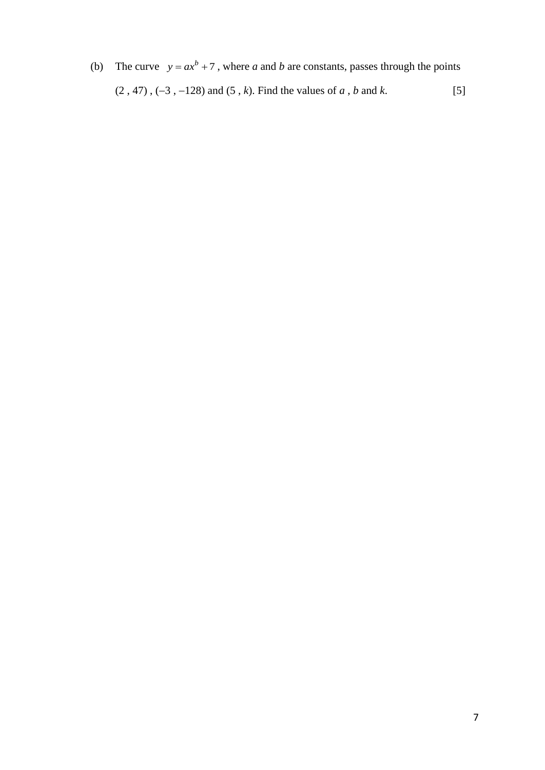(b) The curve $y = ax^b + 7$, where $a$ and $b$ are constants, passes through the points $(2 , 47)$ , $(-3 , -128)$ and $(5 , k)$. Find the values of $a$ , $b$ and $k$. [5]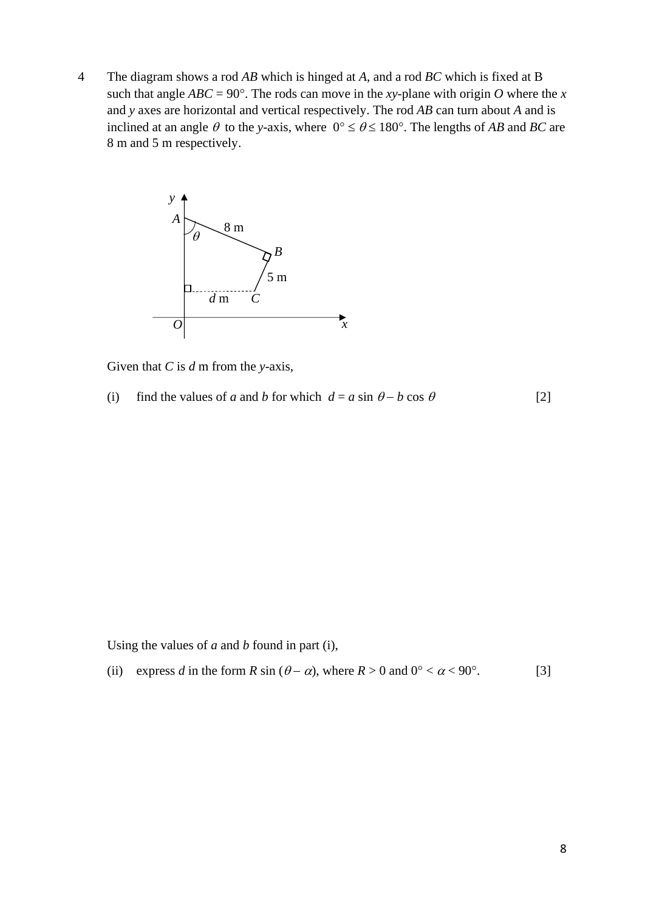4 The diagram shows a rod *AB* which is hinged at *A*, and a rod *BC* which is fixed at B such that angle $ABC = 90°$. The rods can move in the *xy*-plane with origin *O* where the *x* and *y* axes are horizontal and vertical respectively. The rod *AB* can turn about *A* and is inclined at an angle $\theta$ to the *y*-axis, where $0° \leq \theta \leq 180°$. The lengths of *AB* and *BC* are 8 m and 5 m respectively.

Given that *C* is *d* m from the *y*-axis,

(i) find the values of *a* and *b* for which $d = a \sin \theta - b \cos \theta$ [2]

Using the values of *a* and *b* found in part (i),

(ii) express *d* in the form $R \sin (\theta - \alpha)$, where $R > 0$ and $0° < \alpha < 90°$. [3]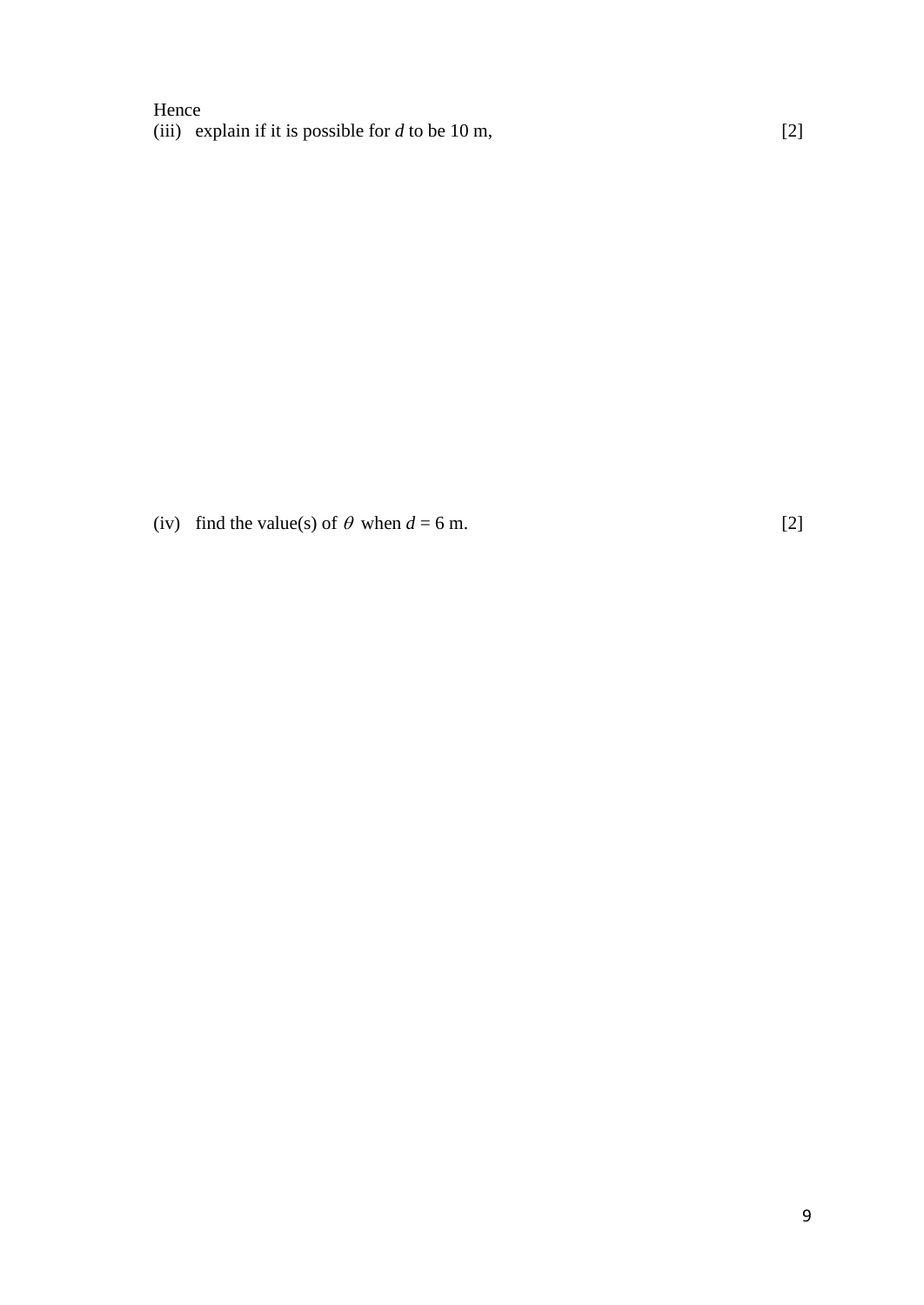Hence

(iii) explain if it is possible for $d$ to be 10 m, [2]

(iv) find the value(s) of $\theta$ when $d = 6$ m. [2]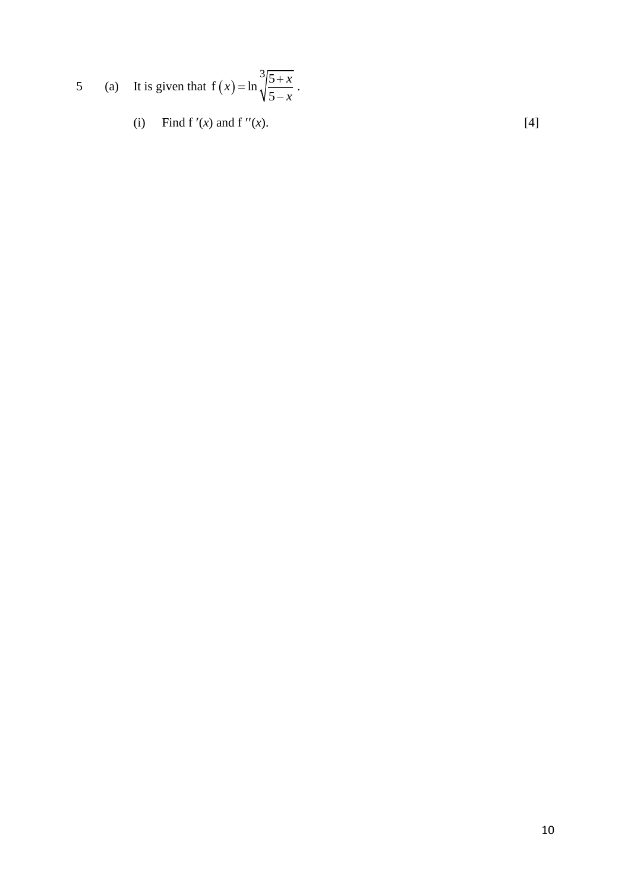5 (a) It is given that $f(x) = \ln \sqrt[3]{\dfrac{5+x}{5-x}}$ .

(i) Find $f'(x)$ and $f''(x)$. [4]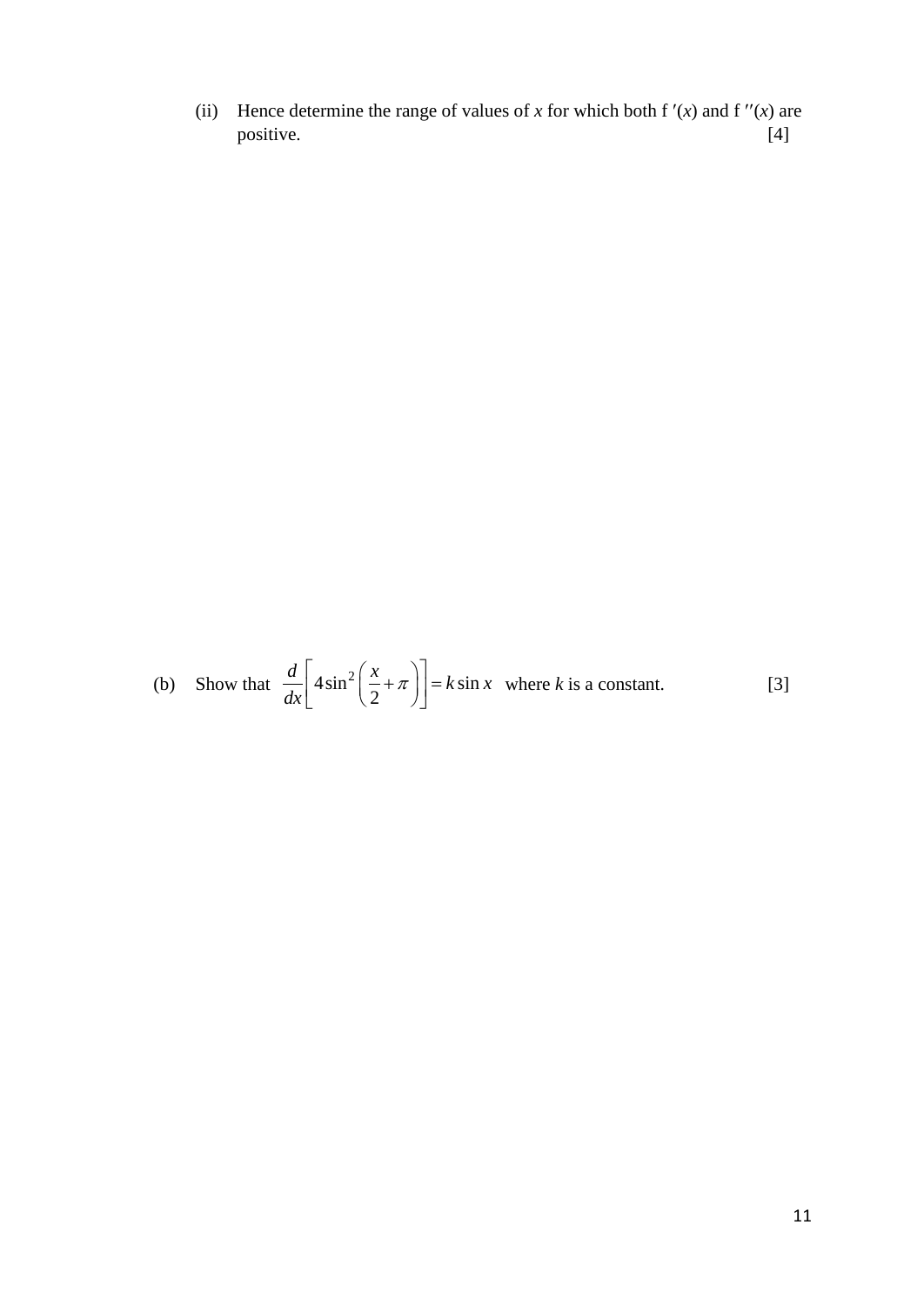(ii) Hence determine the range of values of $x$ for which both $f'(x)$ and $f''(x)$ are positive. [4]

(b) Show that $\frac{d}{dx}\left[4\sin^2\left(\frac{x}{2}+\pi\right)\right] = k\sin x$ where $k$ is a constant. [3]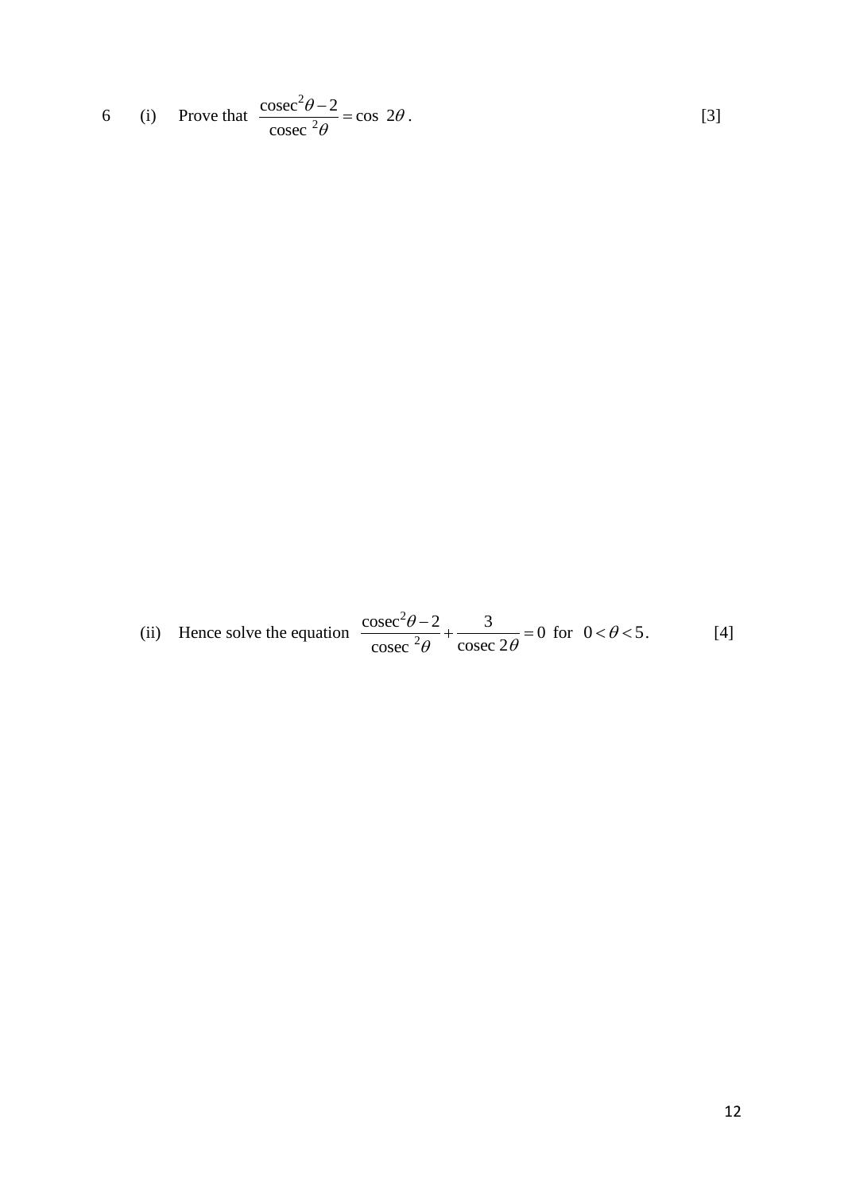6 (i) Prove that $\dfrac{\text{cosec}^2\theta - 2}{\text{cosec}^2\theta} = \cos 2\theta$. [3]

(ii) Hence solve the equation $\dfrac{\text{cosec}^2\theta - 2}{\text{cosec}^2\theta} + \dfrac{3}{\text{cosec}\, 2\theta} = 0$ for $0 < \theta < 5$. [4]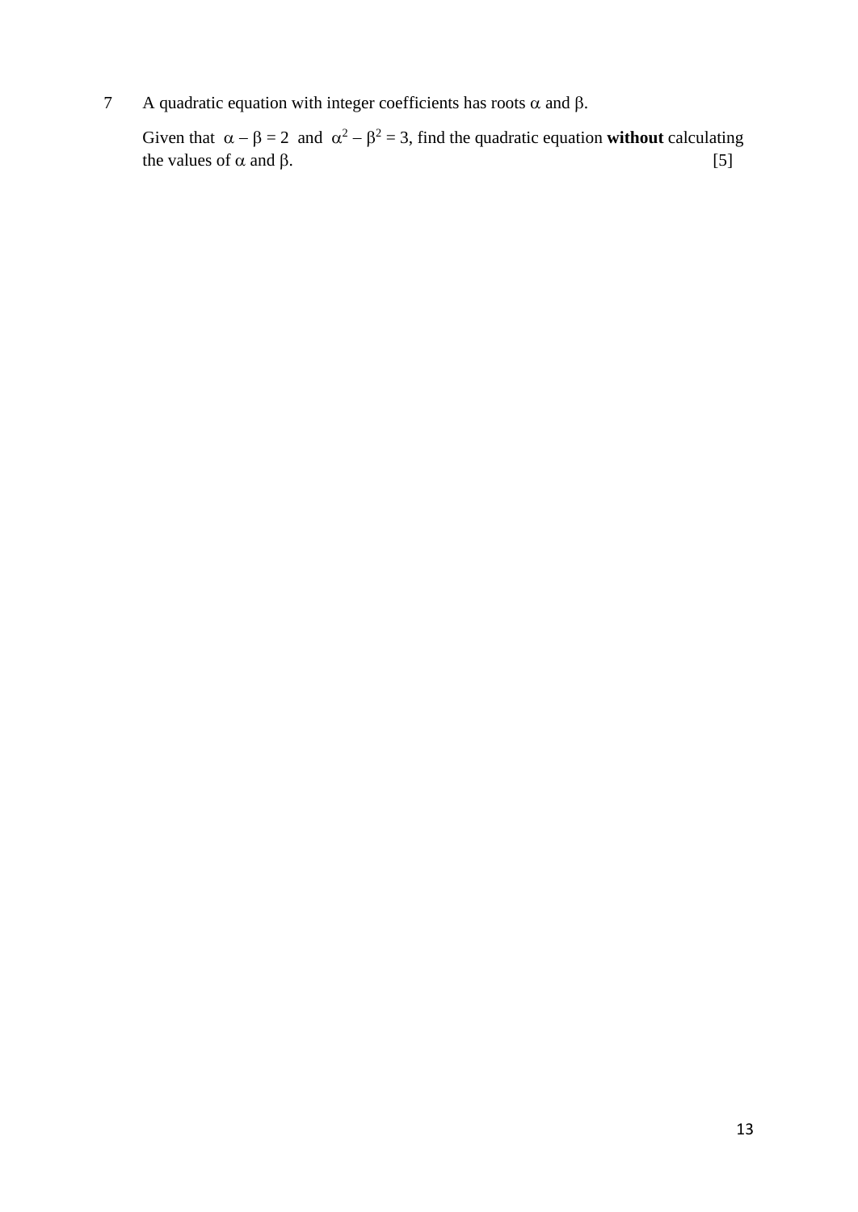7 A quadratic equation with integer coefficients has roots $\alpha$ and $\beta$.

Given that $\alpha - \beta = 2$ and $\alpha^2 - \beta^2 = 3$, find the quadratic equation **without** calculating the values of $\alpha$ and $\beta$. [5]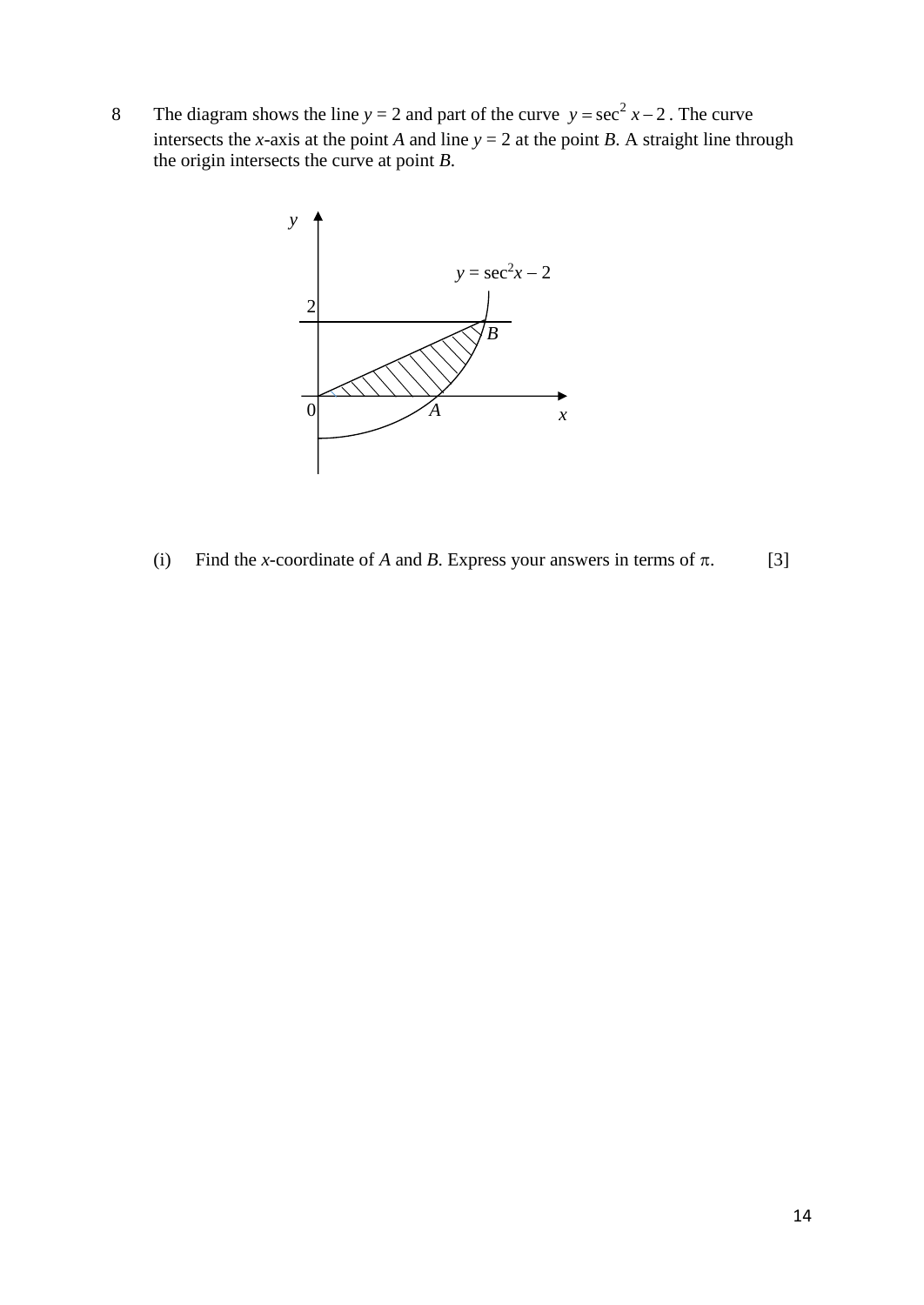8 The diagram shows the line $y = 2$ and part of the curve $y = \sec^2 x - 2$. The curve intersects the $x$-axis at the point $A$ and line $y = 2$ at the point $B$. A straight line through the origin intersects the curve at point $B$.

(i) Find the $x$-coordinate of $A$ and $B$. Express your answers in terms of $\pi$. [3]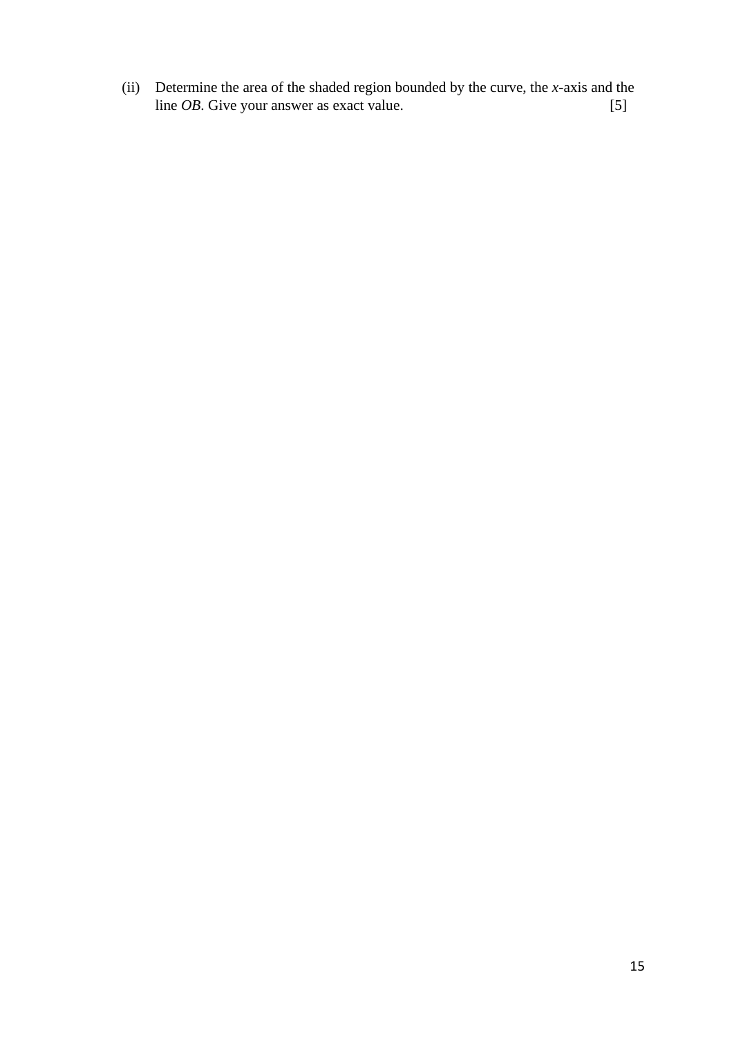(ii) Determine the area of the shaded region bounded by the curve, the $x$-axis and the line $OB$. Give your answer as exact value. [5]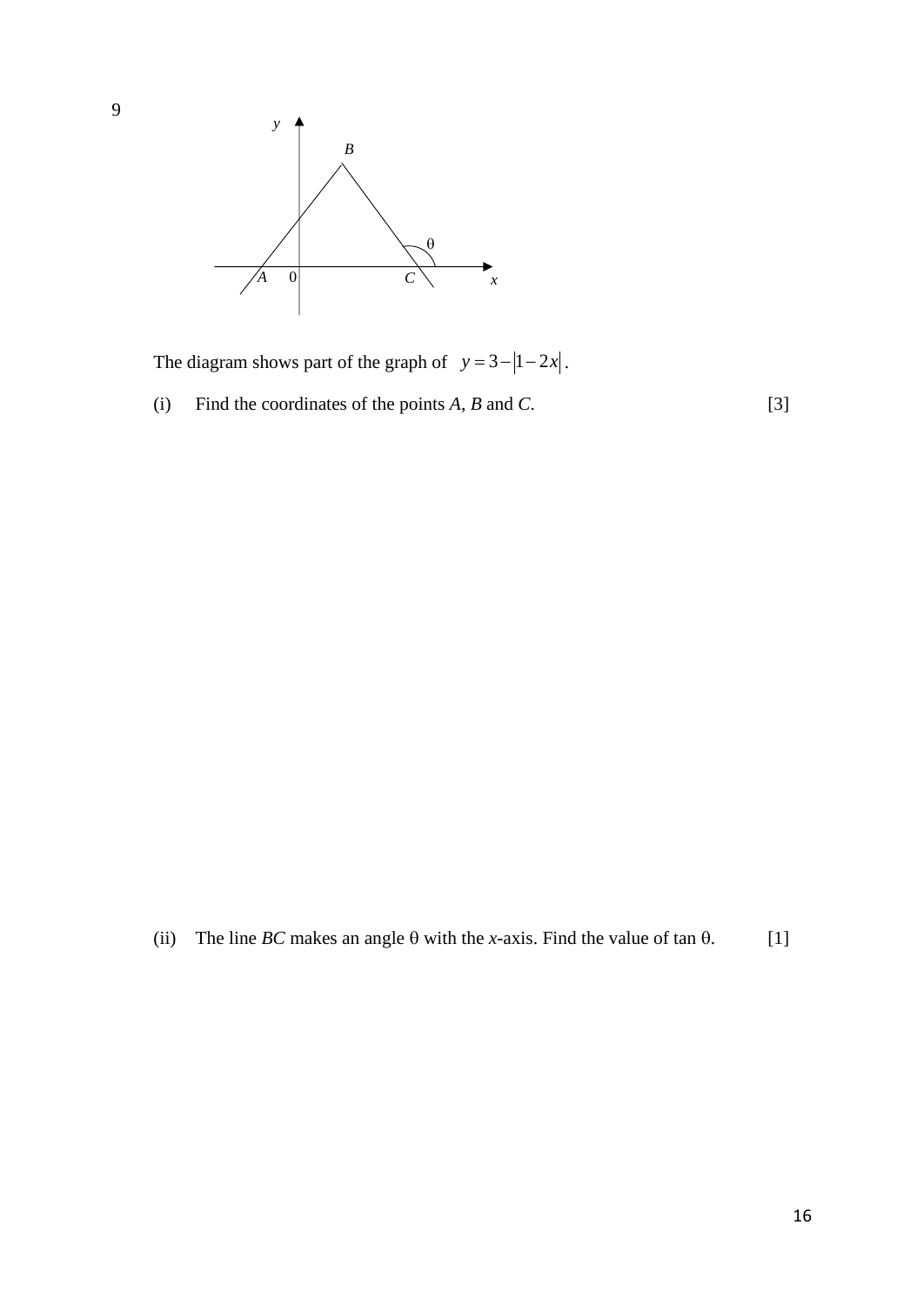9

The diagram shows part of the graph of $y = 3 - |1 - 2x|$.

(i) Find the coordinates of the points $A$, $B$ and $C$. [3]

(ii) The line $BC$ makes an angle $\theta$ with the $x$-axis. Find the value of $\tan \theta$. [1]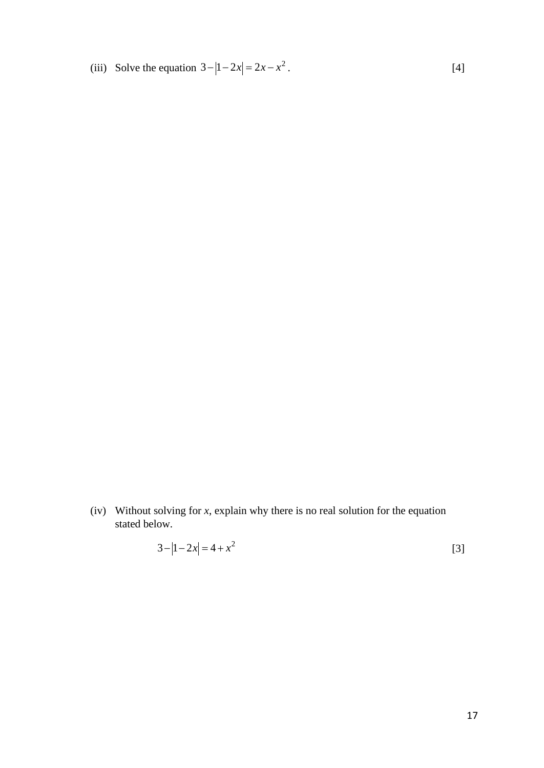(iii) Solve the equation $3-|1-2x|=2x-x^2$. [4]

(iv) Without solving for *x*, explain why there is no real solution for the equation stated below.

$$3-|1-2x|=4+x^2$$ [3]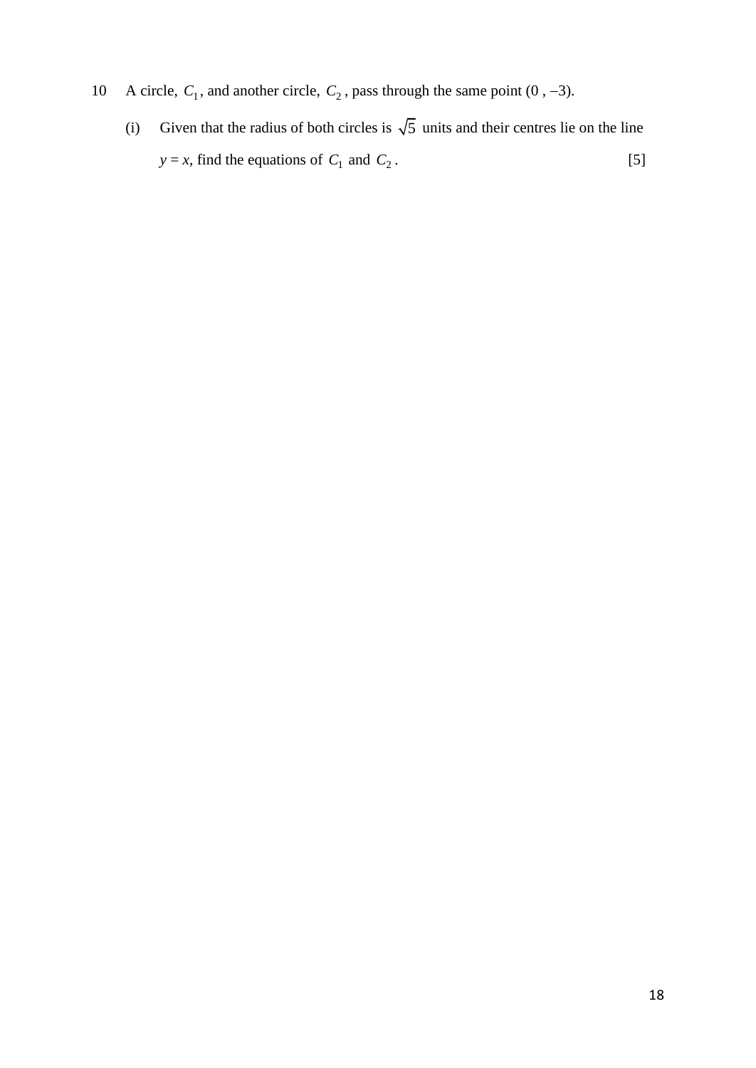10 A circle, $C_1$, and another circle, $C_2$, pass through the same point $(0, -3)$.

(i) Given that the radius of both circles is $\sqrt{5}$ units and their centres lie on the line $y = x$, find the equations of $C_1$ and $C_2$. [5]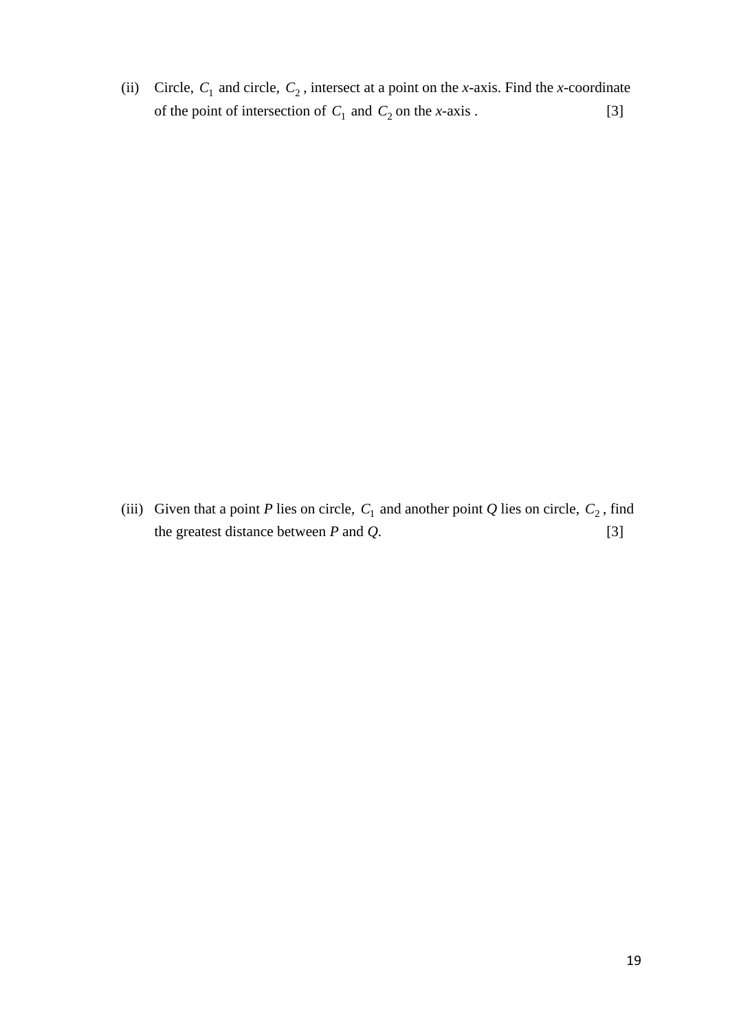(ii) Circle, $C_1$ and circle, $C_2$, intersect at a point on the *x*-axis. Find the *x*-coordinate of the point of intersection of $C_1$ and $C_2$ on the *x*-axis . [3]

(iii) Given that a point *P* lies on circle, $C_1$ and another point *Q* lies on circle, $C_2$, find the greatest distance between *P* and *Q*. [3]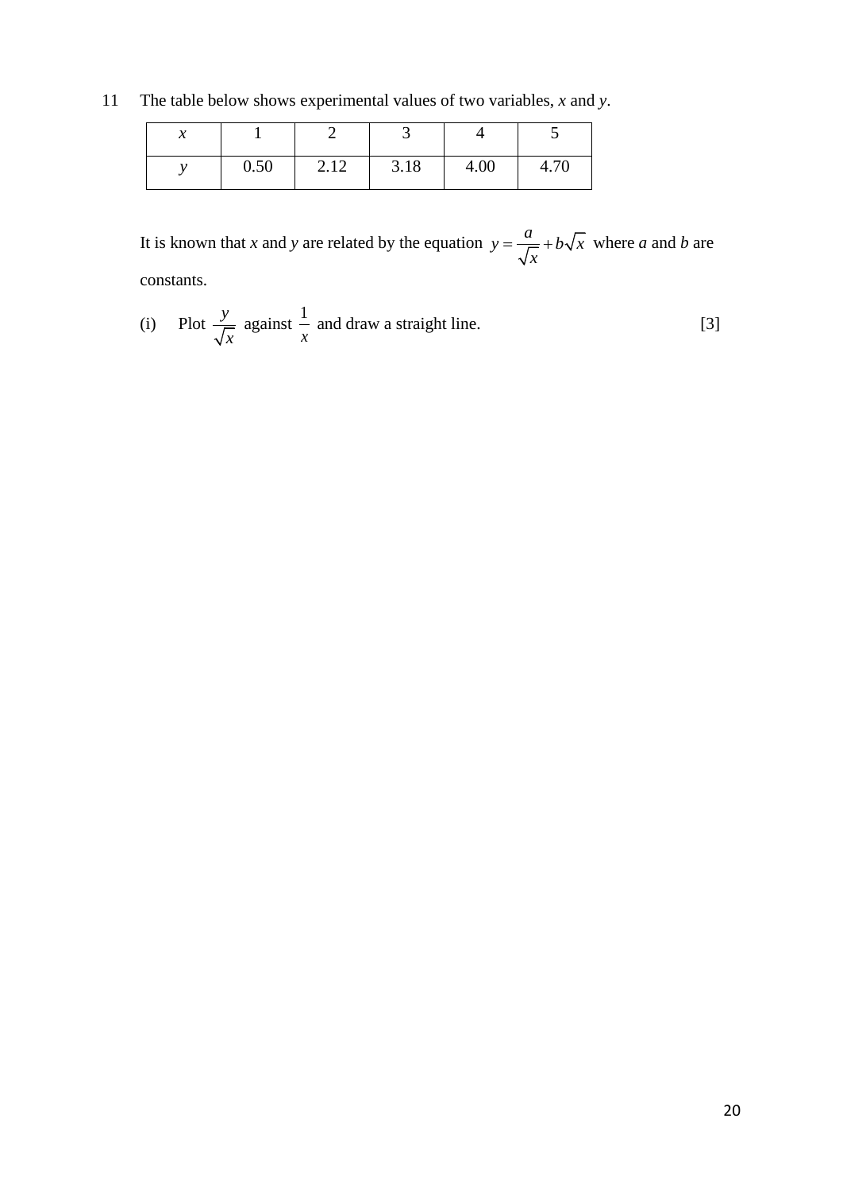11 The table below shows experimental values of two variables, $x$ and $y$.

| $x$ | 1 | 2 | 3 | 4 | 5 |
|---|---|---|---|---|---|
| $y$ | 0.50 | 2.12 | 3.18 | 4.00 | 4.70 |

It is known that $x$ and $y$ are related by the equation $y = \frac{a}{\sqrt{x}} + b\sqrt{x}$ where $a$ and $b$ are constants.

(i) Plot $\frac{y}{\sqrt{x}}$ against $\frac{1}{x}$ and draw a straight line. [3]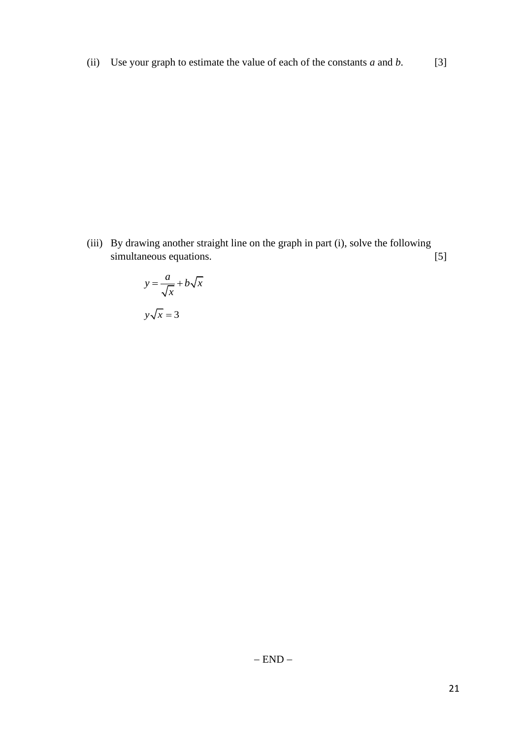(ii) Use your graph to estimate the value of each of the constants $a$ and $b$. [3]

(iii) By drawing another straight line on the graph in part (i), solve the following simultaneous equations. [5]

$$y = \frac{a}{\sqrt{x}} + b\sqrt{x}$$

$$y\sqrt{x} = 3$$

– END –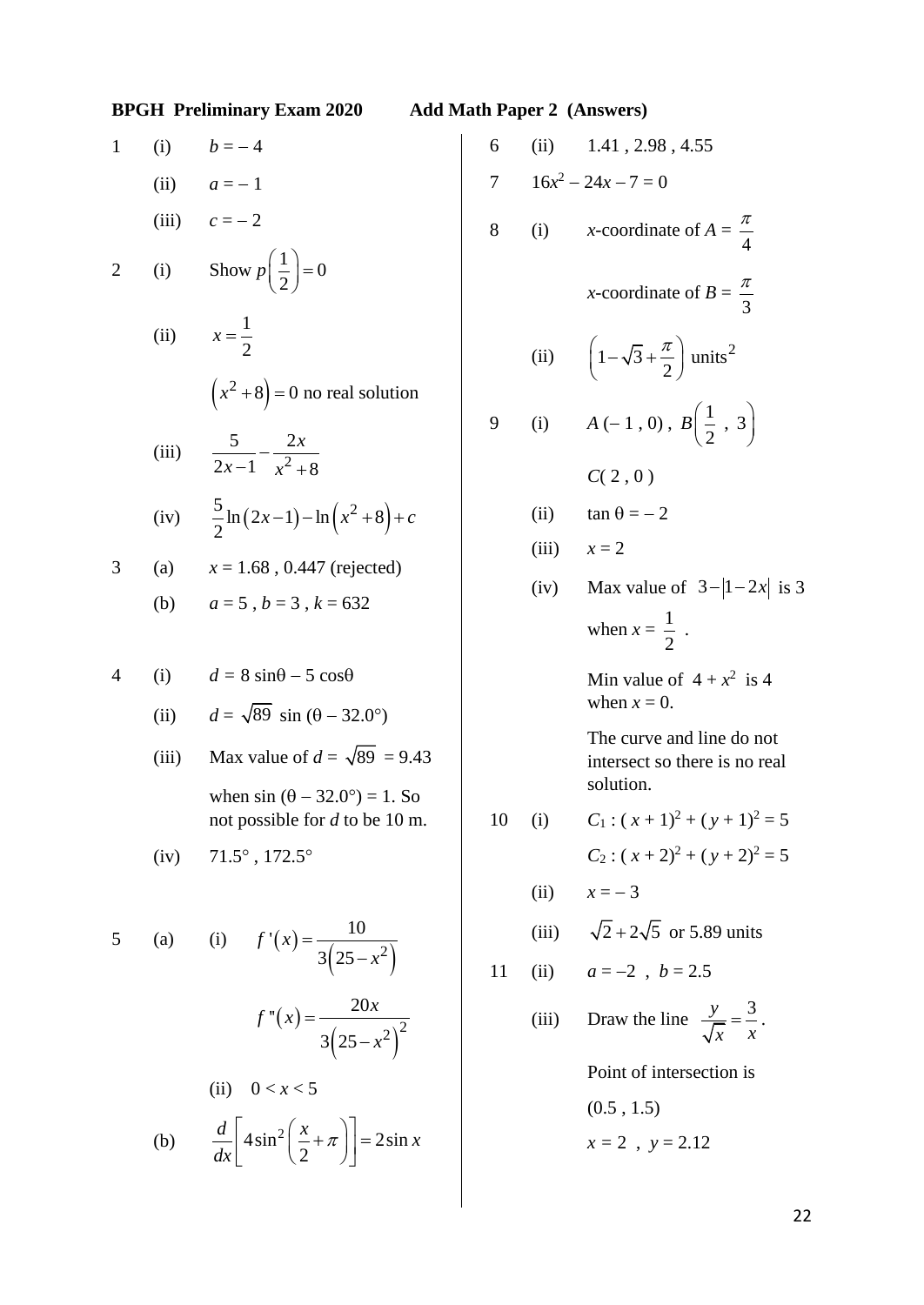**BPGH Preliminary Exam 2020 Add Math Paper 2 (Answers)**

1 (i) $b = -4$

(ii) $a = -1$

(iii) $c = -2$

2 (i) Show $p\left(\frac{1}{2}\right) = 0$

(ii) $x = \frac{1}{2}$

$\left(x^2 + 8\right) = 0$ no real solution

(iii) $\frac{5}{2x-1} - \frac{2x}{x^2+8}$

(iv) $\frac{5}{2}\ln(2x-1) - \ln\left(x^2+8\right) + c$

3 (a) $x = 1.68$ , $0.447$ (rejected)

(b) $a = 5$ , $b = 3$ , $k = 632$

4 (i) $d = 8\sin\theta - 5\cos\theta$

(ii) $d = \sqrt{89}\ \sin(\theta - 32.0°)$

(iii) Max value of $d = \sqrt{89} = 9.43$ when $\sin(\theta - 32.0°) = 1$. So not possible for $d$ to be 10 m.

(iv) $71.5°$ , $172.5°$

5 (a) (i) $f'(x) = \frac{10}{3\left(25 - x^2\right)}$

$f''(x) = \frac{20x}{3\left(25 - x^2\right)^2}$

(ii) $0 < x < 5$

(b) $\frac{d}{dx}\left[4\sin^2\left(\frac{x}{2} + \pi\right)\right] = 2\sin x$

6 (ii) 1.41 , 2.98 , 4.55

7 $16x^2 - 24x - 7 = 0$

8 (i) $x$-coordinate of $A = \frac{\pi}{4}$

$x$-coordinate of $B = \frac{\pi}{3}$

(ii) $\left(1 - \sqrt{3} + \frac{\pi}{2}\right)$ units$^2$

9 (i) $A(-1, 0)$ , $B\left(\frac{1}{2}, 3\right)$

$C(2, 0)$

(ii) $\tan\theta = -2$

(iii) $x = 2$

(iv) Max value of $3 - |1 - 2x|$ is 3 when $x = \frac{1}{2}$ .

Min value of $4 + x^2$ is 4 when $x = 0$.

The curve and line do not intersect so there is no real solution.

10 (i) $C_1 : (x + 1)^2 + (y + 1)^2 = 5$

$C_2 : (x + 2)^2 + (y + 2)^2 = 5$

(ii) $x = -3$

(iii) $\sqrt{2} + 2\sqrt{5}$ or 5.89 units

11 (ii) $a = -2$ , $b = 2.5$

(iii) Draw the line $\frac{y}{\sqrt{x}} = \frac{3}{x}$.

Point of intersection is

$(0.5 , 1.5)$

$x = 2$ , $y = 2.12$